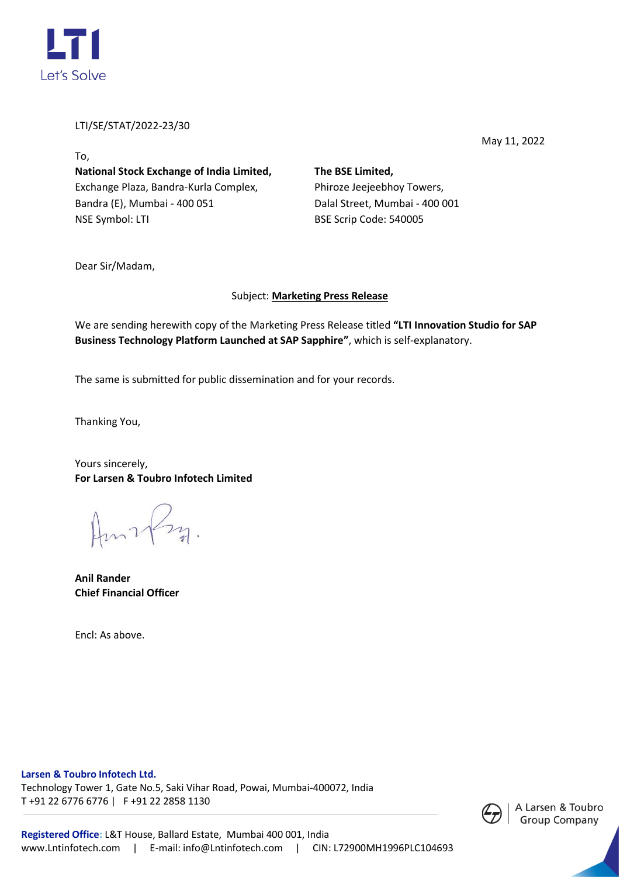LTI/SE/STAT/2022-23/30

May 11, 2022

To,

| **National Stock Exchange of India Limited,** | **The BSE Limited,** |
| --- | --- |
| Exchange Plaza, Bandra-Kurla Complex, | Phiroze Jeejeebhoy Towers, |
| Bandra (E), Mumbai - 400 051 | Dalal Street, Mumbai - 400 001 |
| NSE Symbol: LTI | BSE Scrip Code: 540005 |

Dear Sir/Madam,

Subject: **Marketing Press Release**

We are sending herewith copy of the Marketing Press Release titled **"LTI Innovation Studio for SAP Business Technology Platform Launched at SAP Sapphire"**, which is self-explanatory.

The same is submitted for public dissemination and for your records.

Thanking You,

Yours sincerely,
**For Larsen & Toubro Infotech Limited**

**Anil Rander**
**Chief Financial Officer**

Encl: As above.

**Larsen & Toubro Infotech Ltd.**
Technology Tower 1, Gate No.5, Saki Vihar Road, Powai, Mumbai-400072, India
T +91 22 6776 6776 | F +91 22 2858 1130

**Registered Office:** L&T House, Ballard Estate, Mumbai 400 001, India
www.Lntinfotech.com | E-mail: info@Lntinfotech.com | CIN: L72900MH1996PLC104693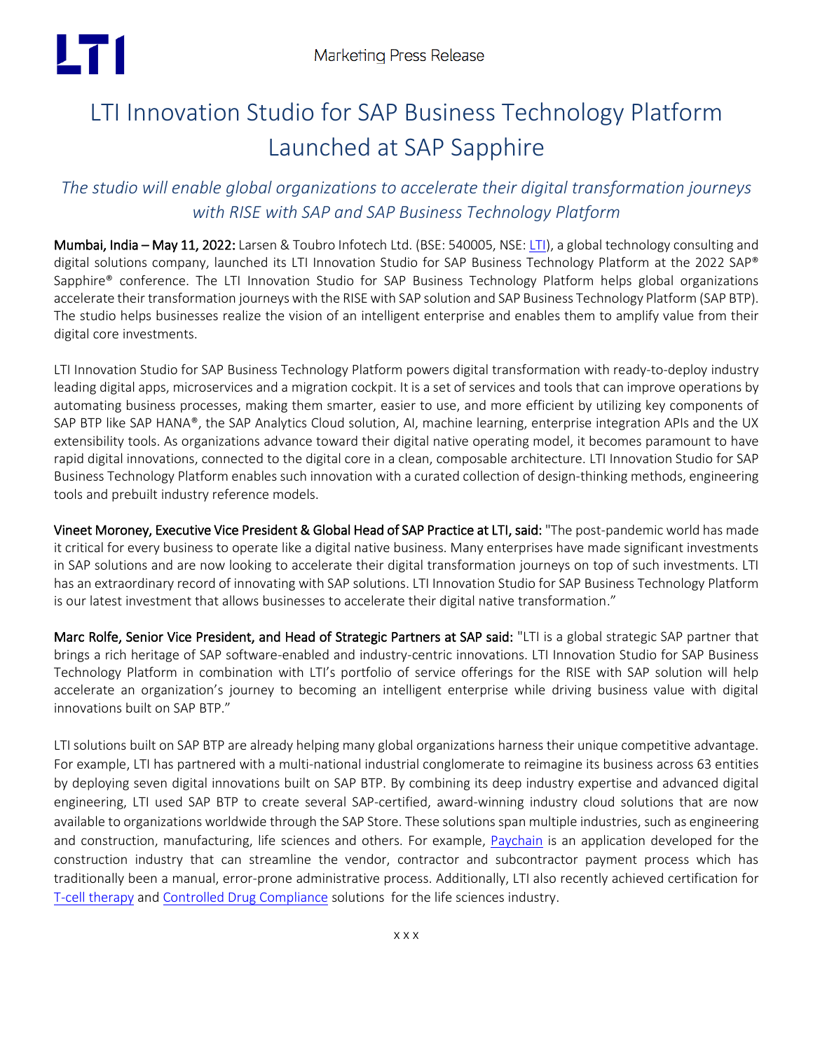# LTI Innovation Studio for SAP Business Technology Platform Launched at SAP Sapphire

*The studio will enable global organizations to accelerate their digital transformation journeys with RISE with SAP and SAP Business Technology Platform*

**Mumbai, India – May 11, 2022:** Larsen & Toubro Infotech Ltd. (BSE: 540005, NSE: LTI), a global technology consulting and digital solutions company, launched its LTI Innovation Studio for SAP Business Technology Platform at the 2022 SAP® Sapphire® conference. The LTI Innovation Studio for SAP Business Technology Platform helps global organizations accelerate their transformation journeys with the RISE with SAP solution and SAP Business Technology Platform (SAP BTP). The studio helps businesses realize the vision of an intelligent enterprise and enables them to amplify value from their digital core investments.

LTI Innovation Studio for SAP Business Technology Platform powers digital transformation with ready-to-deploy industry leading digital apps, microservices and a migration cockpit. It is a set of services and tools that can improve operations by automating business processes, making them smarter, easier to use, and more efficient by utilizing key components of SAP BTP like SAP HANA®, the SAP Analytics Cloud solution, AI, machine learning, enterprise integration APIs and the UX extensibility tools. As organizations advance toward their digital native operating model, it becomes paramount to have rapid digital innovations, connected to the digital core in a clean, composable architecture. LTI Innovation Studio for SAP Business Technology Platform enables such innovation with a curated collection of design-thinking methods, engineering tools and prebuilt industry reference models.

**Vineet Moroney, Executive Vice President & Global Head of SAP Practice at LTI, said:** "The post-pandemic world has made it critical for every business to operate like a digital native business. Many enterprises have made significant investments in SAP solutions and are now looking to accelerate their digital transformation journeys on top of such investments. LTI has an extraordinary record of innovating with SAP solutions. LTI Innovation Studio for SAP Business Technology Platform is our latest investment that allows businesses to accelerate their digital native transformation."

**Marc Rolfe, Senior Vice President, and Head of Strategic Partners at SAP said:** "LTI is a global strategic SAP partner that brings a rich heritage of SAP software-enabled and industry-centric innovations. LTI Innovation Studio for SAP Business Technology Platform in combination with LTI's portfolio of service offerings for the RISE with SAP solution will help accelerate an organization's journey to becoming an intelligent enterprise while driving business value with digital innovations built on SAP BTP."

LTI solutions built on SAP BTP are already helping many global organizations harness their unique competitive advantage. For example, LTI has partnered with a multi-national industrial conglomerate to reimagine its business across 63 entities by deploying seven digital innovations built on SAP BTP. By combining its deep industry expertise and advanced digital engineering, LTI used SAP BTP to create several SAP-certified, award-winning industry cloud solutions that are now available to organizations worldwide through the SAP Store. These solutions span multiple industries, such as engineering and construction, manufacturing, life sciences and others. For example, Paychain is an application developed for the construction industry that can streamline the vendor, contractor and subcontractor payment process which has traditionally been a manual, error-prone administrative process. Additionally, LTI also recently achieved certification for T-cell therapy and Controlled Drug Compliance solutions for the life sciences industry.

x x x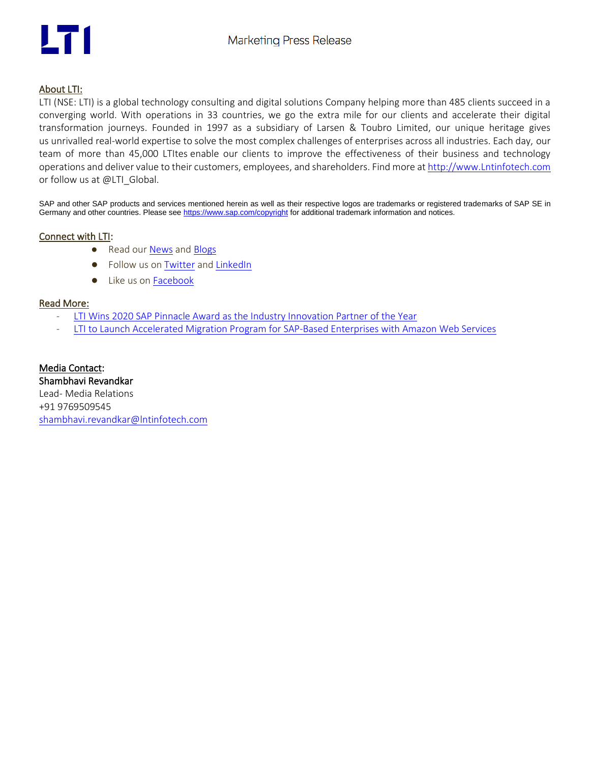## About LTI:

LTI (NSE: LTI) is a global technology consulting and digital solutions Company helping more than 485 clients succeed in a converging world. With operations in 33 countries, we go the extra mile for our clients and accelerate their digital transformation journeys. Founded in 1997 as a subsidiary of Larsen & Toubro Limited, our unique heritage gives us unrivalled real-world expertise to solve the most complex challenges of enterprises across all industries. Each day, our team of more than 45,000 LTItes enable our clients to improve the effectiveness of their business and technology operations and deliver value to their customers, employees, and shareholders. Find more at http://www.Lntinfotech.com or follow us at @LTI_Global.

SAP and other SAP products and services mentioned herein as well as their respective logos are trademarks or registered trademarks of SAP SE in Germany and other countries. Please see https://www.sap.com/copyright for additional trademark information and notices.

## Connect with LTI:

- Read our News and Blogs
- Follow us on Twitter and LinkedIn
- Like us on Facebook

## Read More:

- LTI Wins 2020 SAP Pinnacle Award as the Industry Innovation Partner of the Year
- LTI to Launch Accelerated Migration Program for SAP-Based Enterprises with Amazon Web Services

## Media Contact:

Shambhavi Revandkar
Lead- Media Relations
+91 9769509545
shambhavi.revandkar@lntinfotech.com